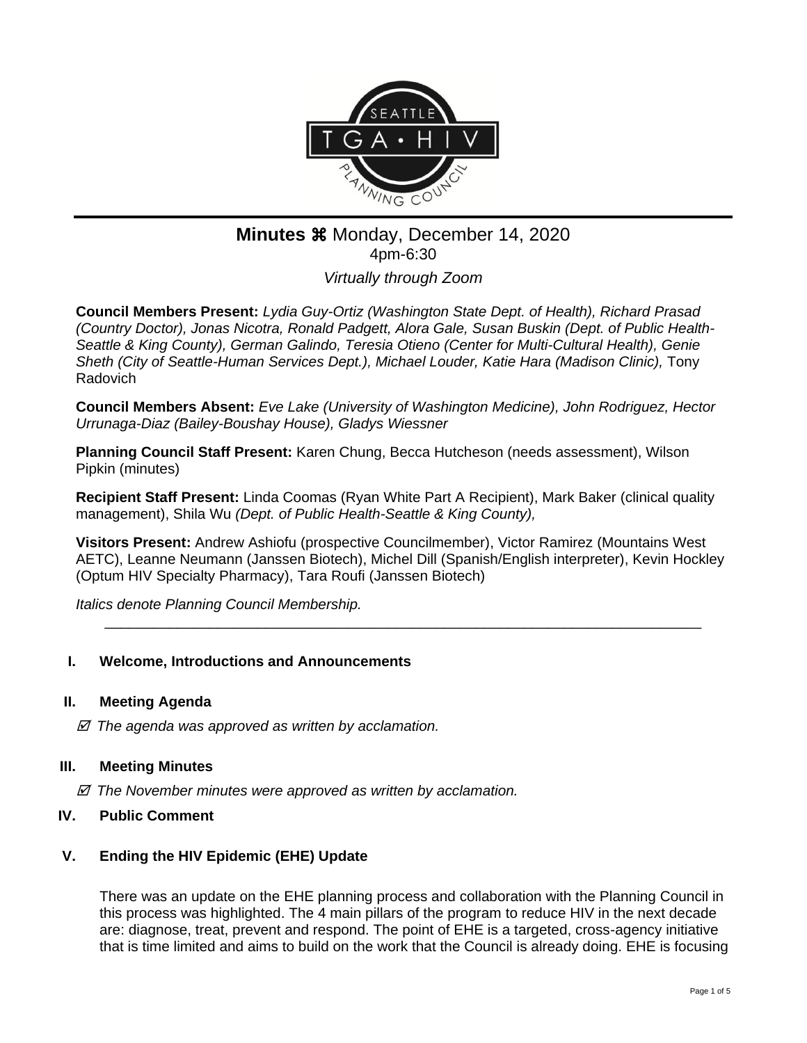# Minutes ⌘ Monday, December 14, 2020

4pm-6:30

*Virtually through Zoom*

**Council Members Present:** *Lydia Guy-Ortiz (Washington State Dept. of Health), Richard Prasad (Country Doctor), Jonas Nicotra, Ronald Padgett, Alora Gale, Susan Buskin (Dept. of Public Health-Seattle & King County), German Galindo, Teresia Otieno (Center for Multi-Cultural Health), Genie Sheth (City of Seattle-Human Services Dept.), Michael Louder, Katie Hara (Madison Clinic),* Tony Radovich

**Council Members Absent:** *Eve Lake (University of Washington Medicine), John Rodriguez, Hector Urrunaga-Diaz (Bailey-Boushay House), Gladys Wiessner*

**Planning Council Staff Present:** Karen Chung, Becca Hutcheson (needs assessment), Wilson Pipkin (minutes)

**Recipient Staff Present:** Linda Coomas (Ryan White Part A Recipient), Mark Baker (clinical quality management), Shila Wu *(Dept. of Public Health-Seattle & King County),*

**Visitors Present:** Andrew Ashiofu (prospective Councilmember), Victor Ramirez (Mountains West AETC), Leanne Neumann (Janssen Biotech), Michel Dill (Spanish/English interpreter), Kevin Hockley (Optum HIV Specialty Pharmacy), Tara Roufi (Janssen Biotech)

*Italics denote Planning Council Membership.*

---

## I. Welcome, Introductions and Announcements

## II. Meeting Agenda

☑ *The agenda was approved as written by acclamation.*

## III. Meeting Minutes

☑ *The November minutes were approved as written by acclamation.*

## IV. Public Comment

## V. Ending the HIV Epidemic (EHE) Update

There was an update on the EHE planning process and collaboration with the Planning Council in this process was highlighted. The 4 main pillars of the program to reduce HIV in the next decade are: diagnose, treat, prevent and respond. The point of EHE is a targeted, cross-agency initiative that is time limited and aims to build on the work that the Council is already doing. EHE is focusing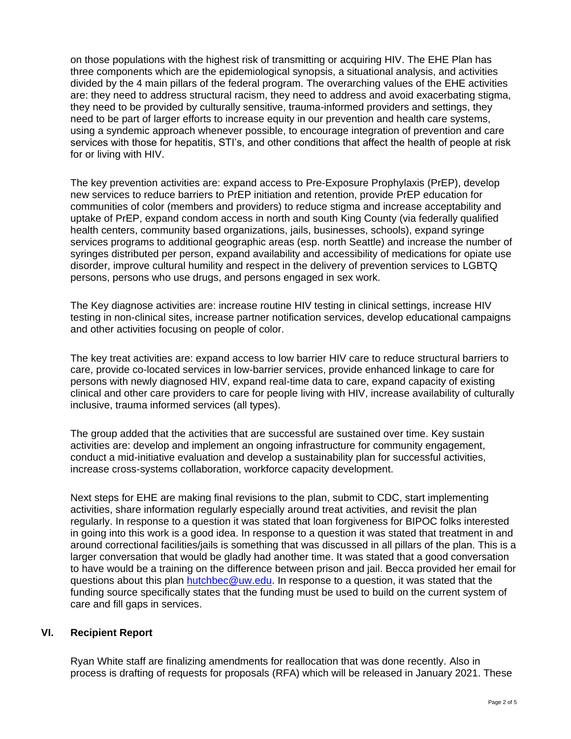on those populations with the highest risk of transmitting or acquiring HIV. The EHE Plan has three components which are the epidemiological synopsis, a situational analysis, and activities divided by the 4 main pillars of the federal program. The overarching values of the EHE activities are: they need to address structural racism, they need to address and avoid exacerbating stigma, they need to be provided by culturally sensitive, trauma-informed providers and settings, they need to be part of larger efforts to increase equity in our prevention and health care systems, using a syndemic approach whenever possible, to encourage integration of prevention and care services with those for hepatitis, STI's, and other conditions that affect the health of people at risk for or living with HIV.

The key prevention activities are: expand access to Pre-Exposure Prophylaxis (PrEP), develop new services to reduce barriers to PrEP initiation and retention, provide PrEP education for communities of color (members and providers) to reduce stigma and increase acceptability and uptake of PrEP, expand condom access in north and south King County (via federally qualified health centers, community based organizations, jails, businesses, schools), expand syringe services programs to additional geographic areas (esp. north Seattle) and increase the number of syringes distributed per person, expand availability and accessibility of medications for opiate use disorder, improve cultural humility and respect in the delivery of prevention services to LGBTQ persons, persons who use drugs, and persons engaged in sex work.

The Key diagnose activities are: increase routine HIV testing in clinical settings, increase HIV testing in non-clinical sites, increase partner notification services, develop educational campaigns and other activities focusing on people of color.

The key treat activities are: expand access to low barrier HIV care to reduce structural barriers to care, provide co-located services in low-barrier services, provide enhanced linkage to care for persons with newly diagnosed HIV, expand real-time data to care, expand capacity of existing clinical and other care providers to care for people living with HIV, increase availability of culturally inclusive, trauma informed services (all types).

The group added that the activities that are successful are sustained over time. Key sustain activities are: develop and implement an ongoing infrastructure for community engagement, conduct a mid-initiative evaluation and develop a sustainability plan for successful activities, increase cross-systems collaboration, workforce capacity development.

Next steps for EHE are making final revisions to the plan, submit to CDC, start implementing activities, share information regularly especially around treat activities, and revisit the plan regularly. In response to a question it was stated that loan forgiveness for BIPOC folks interested in going into this work is a good idea. In response to a question it was stated that treatment in and around correctional facilities/jails is something that was discussed in all pillars of the plan. This is a larger conversation that would be gladly had another time. It was stated that a good conversation to have would be a training on the difference between prison and jail. Becca provided her email for questions about this plan hutchbec@uw.edu. In response to a question, it was stated that the funding source specifically states that the funding must be used to build on the current system of care and fill gaps in services.

## VI. Recipient Report

Ryan White staff are finalizing amendments for reallocation that was done recently. Also in process is drafting of requests for proposals (RFA) which will be released in January 2021. These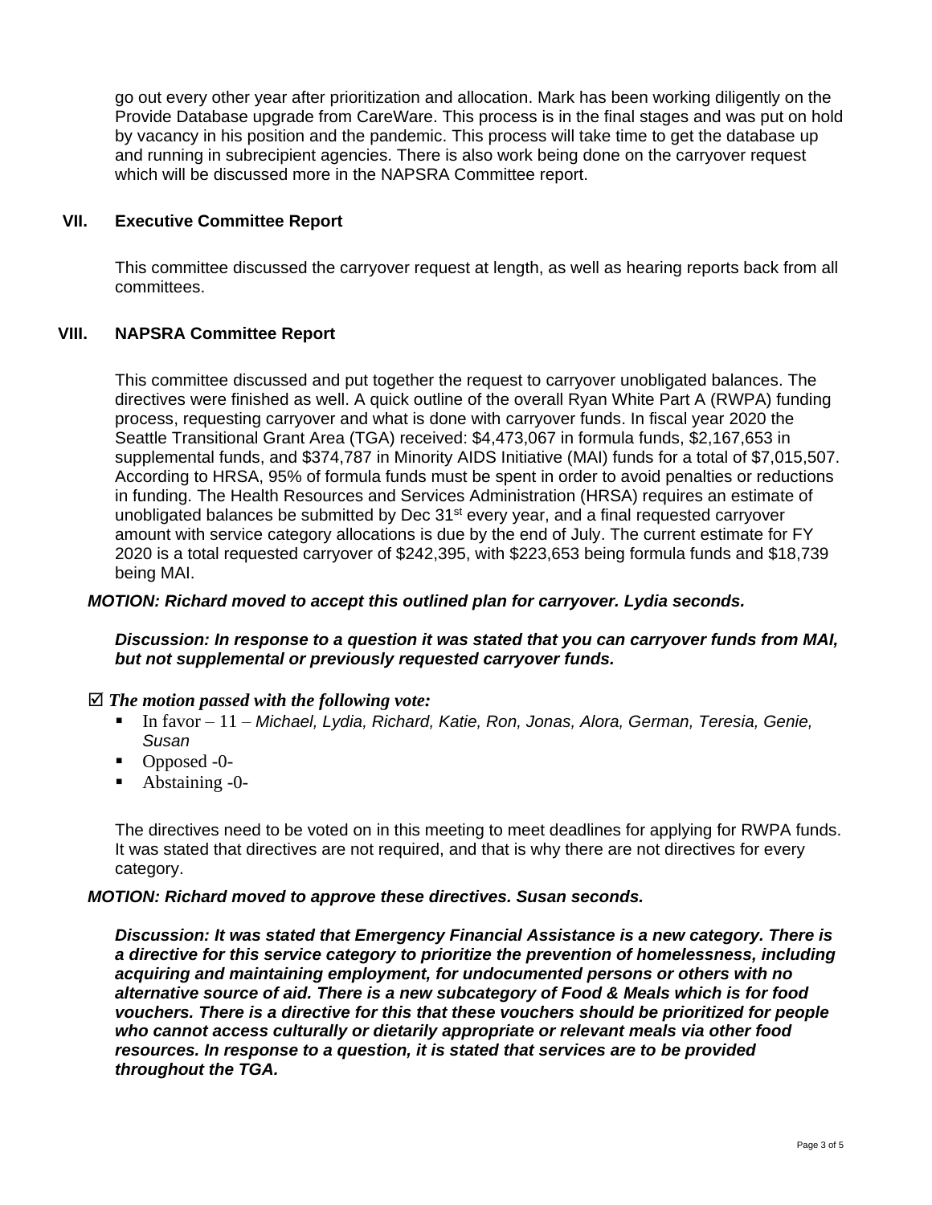go out every other year after prioritization and allocation. Mark has been working diligently on the Provide Database upgrade from CareWare. This process is in the final stages and was put on hold by vacancy in his position and the pandemic. This process will take time to get the database up and running in subrecipient agencies. There is also work being done on the carryover request which will be discussed more in the NAPSRA Committee report.

## VII. Executive Committee Report

This committee discussed the carryover request at length, as well as hearing reports back from all committees.

## VIII. NAPSRA Committee Report

This committee discussed and put together the request to carryover unobligated balances. The directives were finished as well. A quick outline of the overall Ryan White Part A (RWPA) funding process, requesting carryover and what is done with carryover funds. In fiscal year 2020 the Seattle Transitional Grant Area (TGA) received: $4,473,067 in formula funds, $2,167,653 in supplemental funds, and $374,787 in Minority AIDS Initiative (MAI) funds for a total of $7,015,507. According to HRSA, 95% of formula funds must be spent in order to avoid penalties or reductions in funding. The Health Resources and Services Administration (HRSA) requires an estimate of unobligated balances be submitted by Dec 31st every year, and a final requested carryover amount with service category allocations is due by the end of July. The current estimate for FY 2020 is a total requested carryover of $242,395, with $223,653 being formula funds and $18,739 being MAI.

***MOTION: Richard moved to accept this outlined plan for carryover. Lydia seconds.***

***Discussion: In response to a question it was stated that you can carryover funds from MAI, but not supplemental or previously requested carryover funds.***

☑ ***The motion passed with the following vote:***

- In favor – 11 – *Michael, Lydia, Richard, Katie, Ron, Jonas, Alora, German, Teresia, Genie, Susan*
- Opposed -0-
- Abstaining -0-

The directives need to be voted on in this meeting to meet deadlines for applying for RWPA funds. It was stated that directives are not required, and that is why there are not directives for every category.

***MOTION: Richard moved to approve these directives. Susan seconds.***

***Discussion: It was stated that Emergency Financial Assistance is a new category. There is a directive for this service category to prioritize the prevention of homelessness, including acquiring and maintaining employment, for undocumented persons or others with no alternative source of aid. There is a new subcategory of Food & Meals which is for food vouchers. There is a directive for this that these vouchers should be prioritized for people who cannot access culturally or dietarily appropriate or relevant meals via other food resources. In response to a question, it is stated that services are to be provided throughout the TGA.***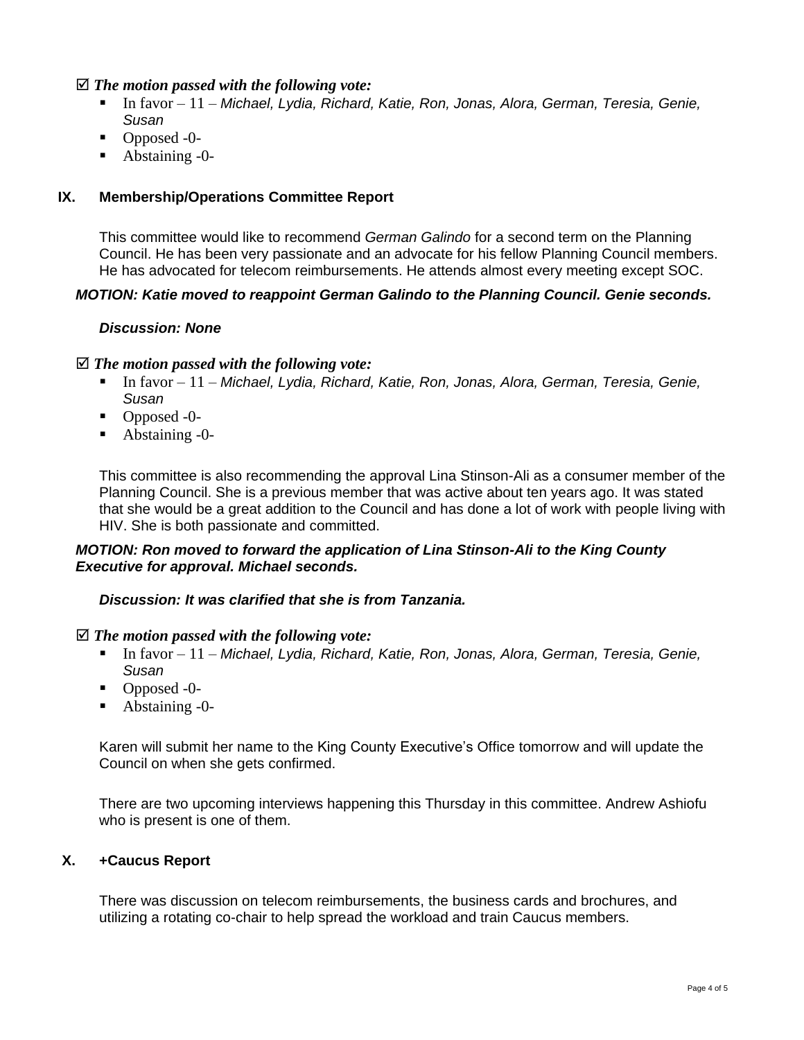☑ ***The motion passed with the following vote:***

- In favor – 11 – *Michael, Lydia, Richard, Katie, Ron, Jonas, Alora, German, Teresia, Genie, Susan*
- Opposed -0-
- Abstaining -0-

## IX. Membership/Operations Committee Report

This committee would like to recommend *German Galindo* for a second term on the Planning Council. He has been very passionate and an advocate for his fellow Planning Council members. He has advocated for telecom reimbursements. He attends almost every meeting except SOC.

***MOTION: Katie moved to reappoint German Galindo to the Planning Council. Genie seconds.***

***Discussion: None***

☑ ***The motion passed with the following vote:***

- In favor – 11 – *Michael, Lydia, Richard, Katie, Ron, Jonas, Alora, German, Teresia, Genie, Susan*
- Opposed -0-
- Abstaining -0-

This committee is also recommending the approval Lina Stinson-Ali as a consumer member of the Planning Council. She is a previous member that was active about ten years ago. It was stated that she would be a great addition to the Council and has done a lot of work with people living with HIV. She is both passionate and committed.

***MOTION: Ron moved to forward the application of Lina Stinson-Ali to the King County Executive for approval. Michael seconds.***

***Discussion: It was clarified that she is from Tanzania.***

☑ ***The motion passed with the following vote:***

- In favor – 11 – *Michael, Lydia, Richard, Katie, Ron, Jonas, Alora, German, Teresia, Genie, Susan*
- Opposed -0-
- Abstaining -0-

Karen will submit her name to the King County Executive's Office tomorrow and will update the Council on when she gets confirmed.

There are two upcoming interviews happening this Thursday in this committee. Andrew Ashiofu who is present is one of them.

## X. +Caucus Report

There was discussion on telecom reimbursements, the business cards and brochures, and utilizing a rotating co-chair to help spread the workload and train Caucus members.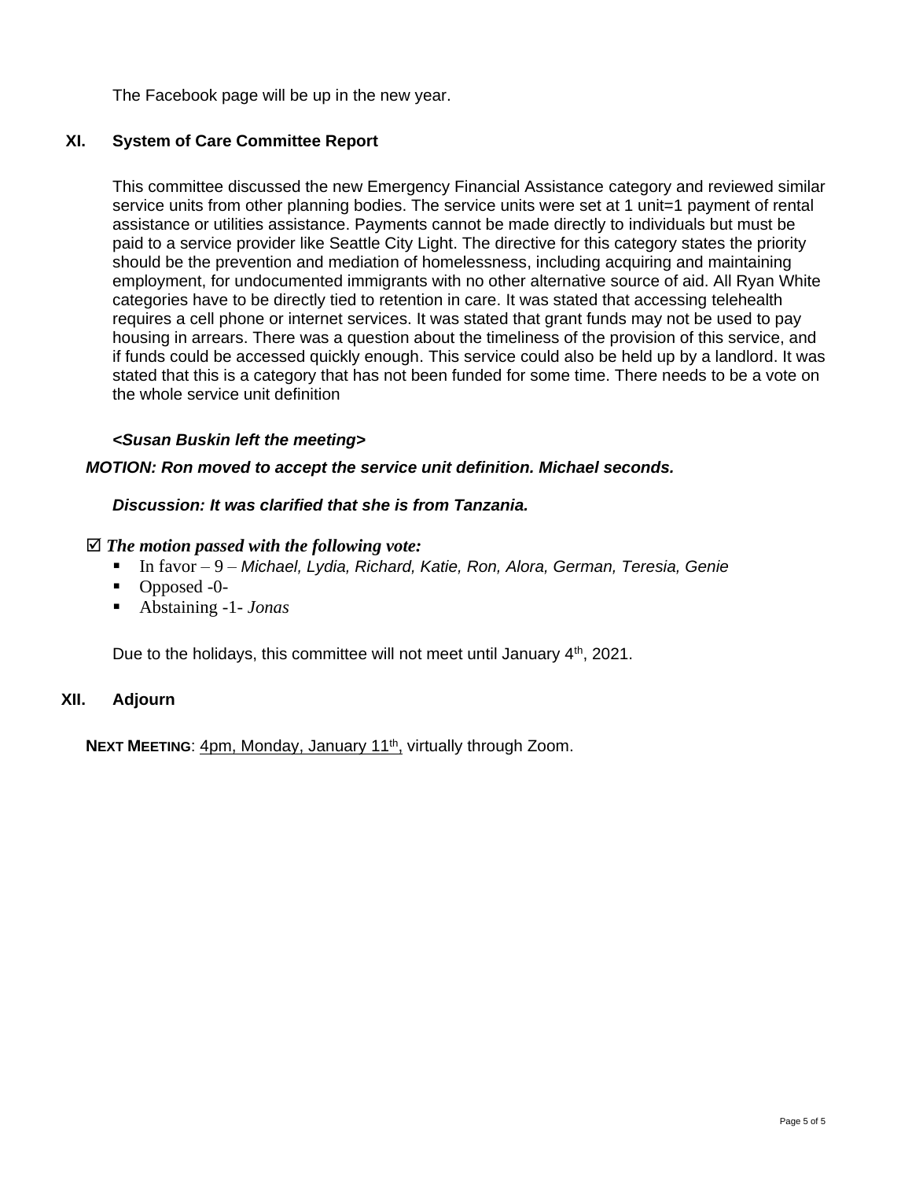The Facebook page will be up in the new year.

## XI. System of Care Committee Report

This committee discussed the new Emergency Financial Assistance category and reviewed similar service units from other planning bodies. The service units were set at 1 unit=1 payment of rental assistance or utilities assistance. Payments cannot be made directly to individuals but must be paid to a service provider like Seattle City Light. The directive for this category states the priority should be the prevention and mediation of homelessness, including acquiring and maintaining employment, for undocumented immigrants with no other alternative source of aid. All Ryan White categories have to be directly tied to retention in care. It was stated that accessing telehealth requires a cell phone or internet services. It was stated that grant funds may not be used to pay housing in arrears. There was a question about the timeliness of the provision of this service, and if funds could be accessed quickly enough. This service could also be held up by a landlord. It was stated that this is a category that has not been funded for some time. There needs to be a vote on the whole service unit definition

***<Susan Buskin left the meeting>***

***MOTION: Ron moved to accept the service unit definition. Michael seconds.***

***Discussion: It was clarified that she is from Tanzania.***

☑ ***The motion passed with the following vote:***

- In favor – 9 – *Michael, Lydia, Richard, Katie, Ron, Alora, German, Teresia, Genie*
- Opposed -0-
- Abstaining -1- *Jonas*

Due to the holidays, this committee will not meet until January 4th, 2021.

## XII. Adjourn

**NEXT MEETING**: 4pm, Monday, January 11th, virtually through Zoom.